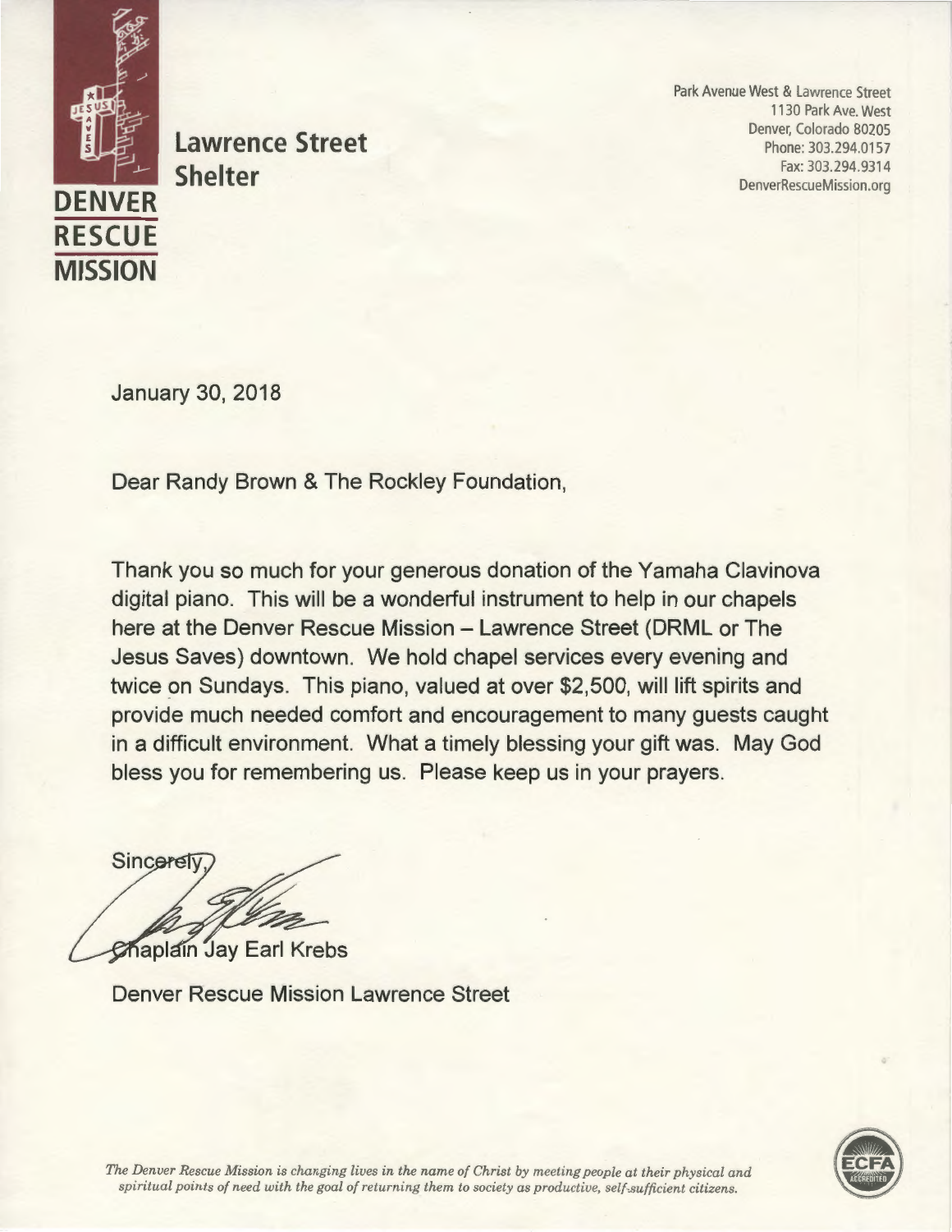**DENVER RESCUE MISSION**

## Lawrence Street Shelter

Park Avenue West & Lawrence Street
1130 Park Ave. West
Denver, Colorado 80205
Phone: 303.294.0157
Fax: 303.294.9314
DenverRescueMission.org

January 30, 2018

Dear Randy Brown & The Rockley Foundation,

Thank you so much for your generous donation of the Yamaha Clavinova digital piano. This will be a wonderful instrument to help in our chapels here at the Denver Rescue Mission – Lawrence Street (DRML or The Jesus Saves) downtown. We hold chapel services every evening and twice on Sundays. This piano, valued at over $2,500, will lift spirits and provide much needed comfort and encouragement to many guests caught in a difficult environment. What a timely blessing your gift was. May God bless you for remembering us. Please keep us in your prayers.

Sincerely,

Chaplain Jay Earl Krebs

Denver Rescue Mission Lawrence Street

*The Denver Rescue Mission is changing lives in the name of Christ by meeting people at their physical and spiritual points of need with the goal of returning them to society as productive, self-sufficient citizens.*

ECFA ACCREDITED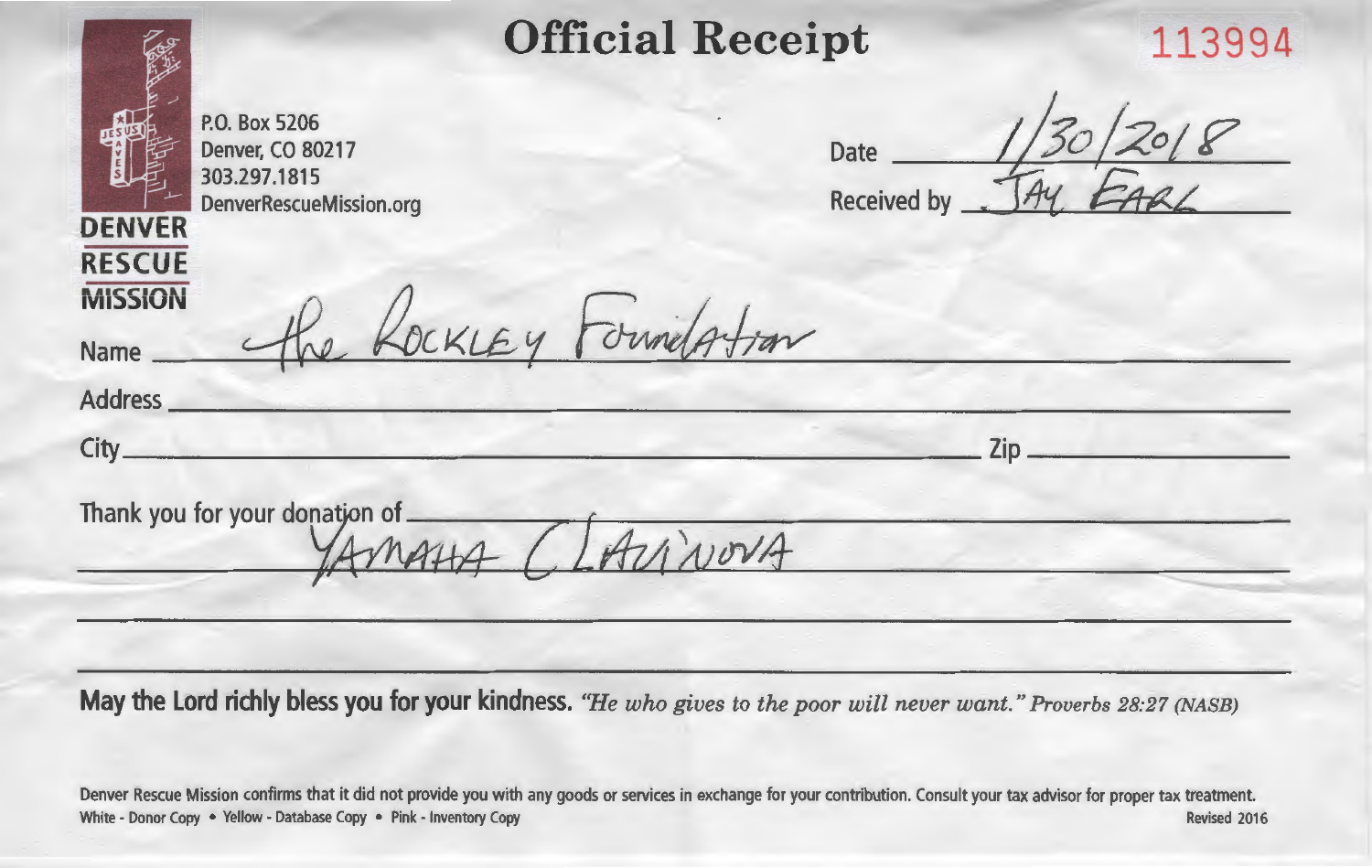# Official Receipt

113994

**DENVER RESCUE MISSION**

P.O. Box 5206
Denver, CO 80217
303.297.1815
DenverRescueMission.org

Date: 1/30/2018

Received by: JAY EARL

Name: the ROCKLEY Foundation

Address:

City: Zip:

Thank you for your donation of: YAMAHA CLAVINOVA

**May the Lord richly bless you for your kindness.** *"He who gives to the poor will never want." Proverbs 28:27 (NASB)*

Denver Rescue Mission confirms that it did not provide you with any goods or services in exchange for your contribution. Consult your tax advisor for proper tax treatment.

White - Donor Copy • Yellow - Database Copy • Pink - Inventory Copy

Revised 2016